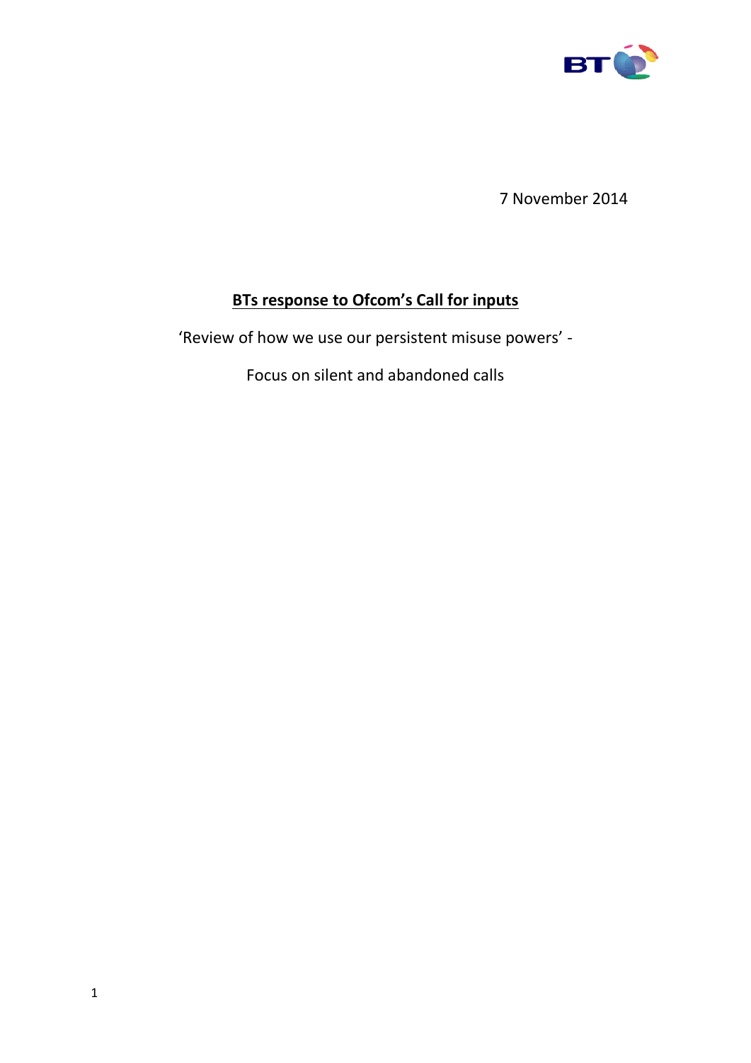7 November 2014

# BTs response to Ofcom's Call for inputs

'Review of how we use our persistent misuse powers' -

Focus on silent and abandoned calls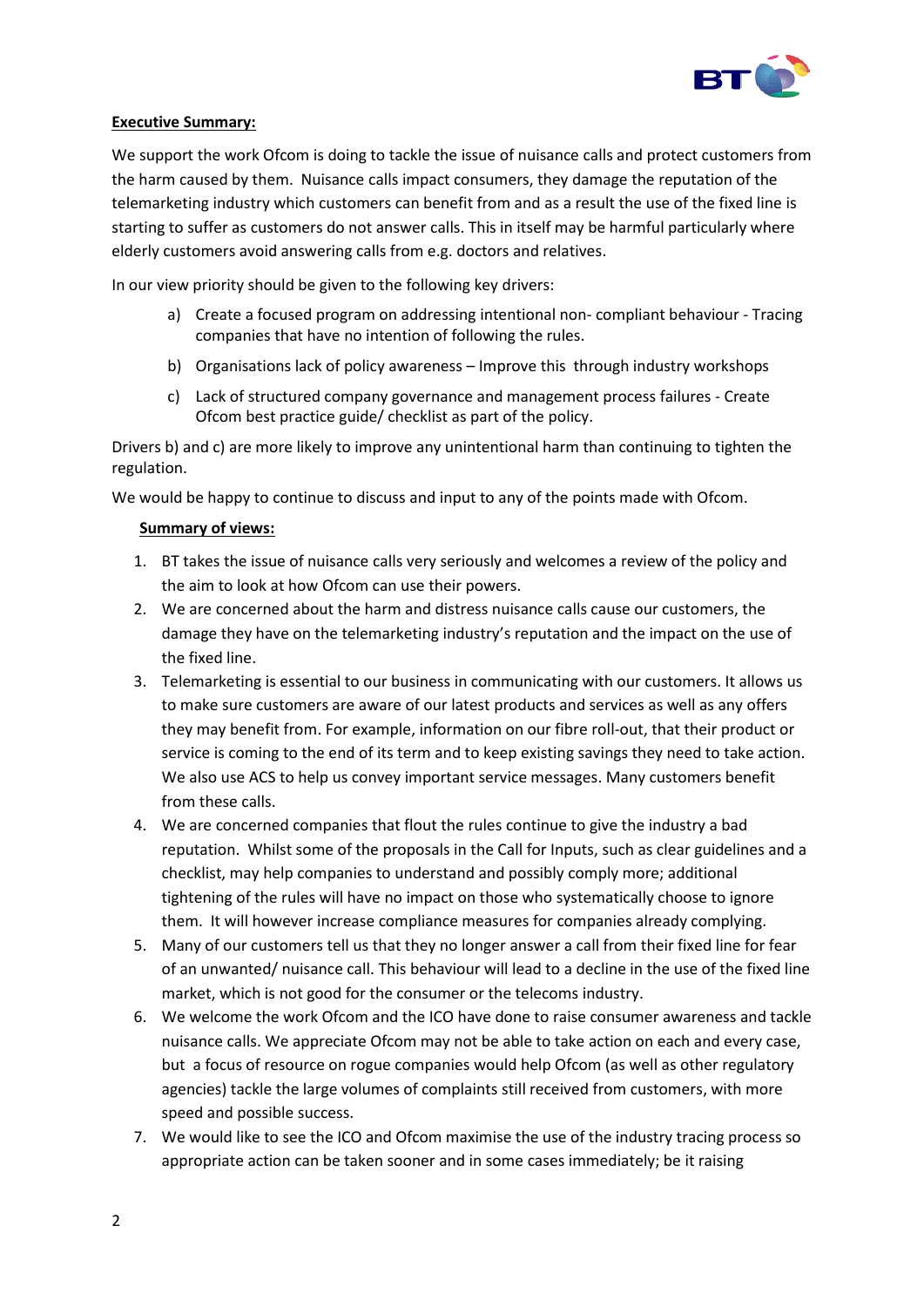**Executive Summary:**

We support the work Ofcom is doing to tackle the issue of nuisance calls and protect customers from the harm caused by them. Nuisance calls impact consumers, they damage the reputation of the telemarketing industry which customers can benefit from and as a result the use of the fixed line is starting to suffer as customers do not answer calls. This in itself may be harmful particularly where elderly customers avoid answering calls from e.g. doctors and relatives.

In our view priority should be given to the following key drivers:

a) Create a focused program on addressing intentional non- compliant behaviour - Tracing companies that have no intention of following the rules.

b) Organisations lack of policy awareness – Improve this through industry workshops

c) Lack of structured company governance and management process failures - Create Ofcom best practice guide/ checklist as part of the policy.

Drivers b) and c) are more likely to improve any unintentional harm than continuing to tighten the regulation.

We would be happy to continue to discuss and input to any of the points made with Ofcom.

**Summary of views:**

1. BT takes the issue of nuisance calls very seriously and welcomes a review of the policy and the aim to look at how Ofcom can use their powers.
2. We are concerned about the harm and distress nuisance calls cause our customers, the damage they have on the telemarketing industry's reputation and the impact on the use of the fixed line.
3. Telemarketing is essential to our business in communicating with our customers. It allows us to make sure customers are aware of our latest products and services as well as any offers they may benefit from. For example, information on our fibre roll-out, that their product or service is coming to the end of its term and to keep existing savings they need to take action. We also use ACS to help us convey important service messages. Many customers benefit from these calls.
4. We are concerned companies that flout the rules continue to give the industry a bad reputation. Whilst some of the proposals in the Call for Inputs, such as clear guidelines and a checklist, may help companies to understand and possibly comply more; additional tightening of the rules will have no impact on those who systematically choose to ignore them. It will however increase compliance measures for companies already complying.
5. Many of our customers tell us that they no longer answer a call from their fixed line for fear of an unwanted/ nuisance call. This behaviour will lead to a decline in the use of the fixed line market, which is not good for the consumer or the telecoms industry.
6. We welcome the work Ofcom and the ICO have done to raise consumer awareness and tackle nuisance calls. We appreciate Ofcom may not be able to take action on each and every case, but a focus of resource on rogue companies would help Ofcom (as well as other regulatory agencies) tackle the large volumes of complaints still received from customers, with more speed and possible success.
7. We would like to see the ICO and Ofcom maximise the use of the industry tracing process so appropriate action can be taken sooner and in some cases immediately; be it raising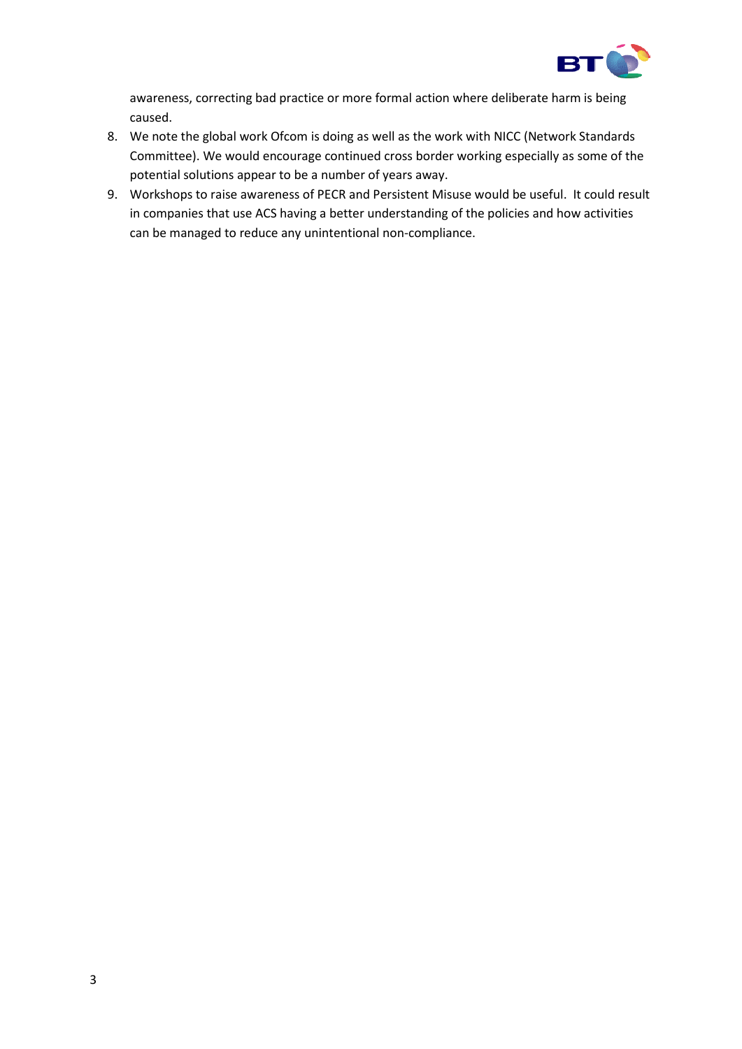awareness, correcting bad practice or more formal action where deliberate harm is being caused.

8. We note the global work Ofcom is doing as well as the work with NICC (Network Standards Committee). We would encourage continued cross border working especially as some of the potential solutions appear to be a number of years away.
9. Workshops to raise awareness of PECR and Persistent Misuse would be useful. It could result in companies that use ACS having a better understanding of the policies and how activities can be managed to reduce any unintentional non-compliance.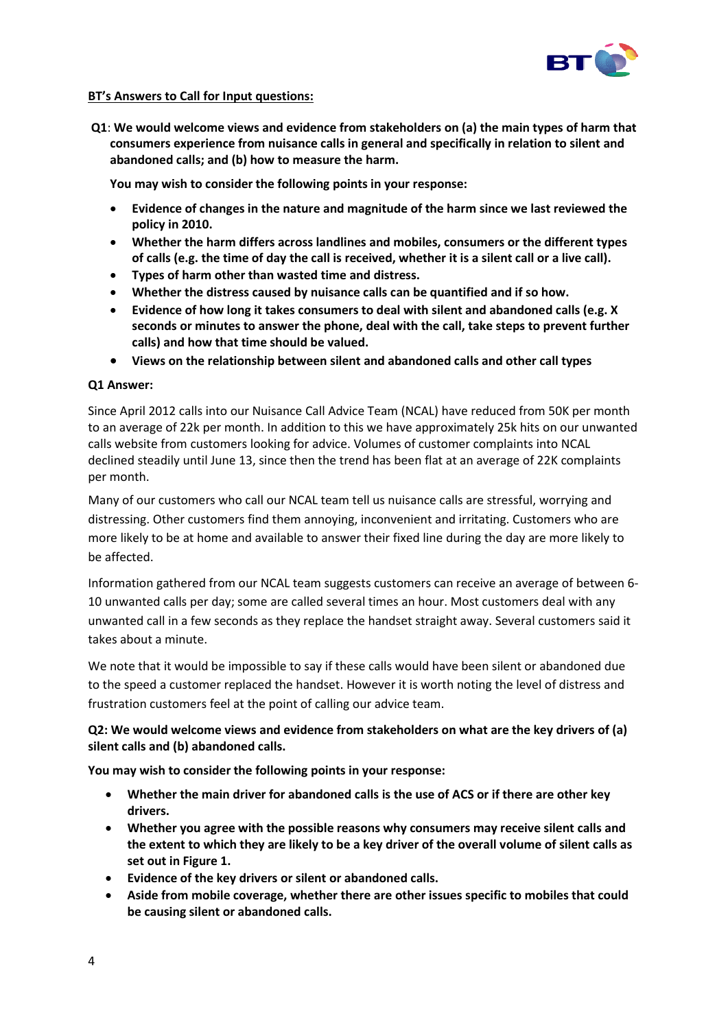**BT's Answers to Call for Input questions:**

**Q1**: **We would welcome views and evidence from stakeholders on (a) the main types of harm that consumers experience from nuisance calls in general and specifically in relation to silent and abandoned calls; and (b) how to measure the harm.**

**You may wish to consider the following points in your response:**

- **Evidence of changes in the nature and magnitude of the harm since we last reviewed the policy in 2010.**
- **Whether the harm differs across landlines and mobiles, consumers or the different types of calls (e.g. the time of day the call is received, whether it is a silent call or a live call).**
- **Types of harm other than wasted time and distress.**
- **Whether the distress caused by nuisance calls can be quantified and if so how.**
- **Evidence of how long it takes consumers to deal with silent and abandoned calls (e.g. X seconds or minutes to answer the phone, deal with the call, take steps to prevent further calls) and how that time should be valued.**
- **Views on the relationship between silent and abandoned calls and other call types**

**Q1 Answer:**

Since April 2012 calls into our Nuisance Call Advice Team (NCAL) have reduced from 50K per month to an average of 22k per month. In addition to this we have approximately 25k hits on our unwanted calls website from customers looking for advice. Volumes of customer complaints into NCAL declined steadily until June 13, since then the trend has been flat at an average of 22K complaints per month.

Many of our customers who call our NCAL team tell us nuisance calls are stressful, worrying and distressing. Other customers find them annoying, inconvenient and irritating. Customers who are more likely to be at home and available to answer their fixed line during the day are more likely to be affected.

Information gathered from our NCAL team suggests customers can receive an average of between 6-10 unwanted calls per day; some are called several times an hour. Most customers deal with any unwanted call in a few seconds as they replace the handset straight away. Several customers said it takes about a minute.

We note that it would be impossible to say if these calls would have been silent or abandoned due to the speed a customer replaced the handset. However it is worth noting the level of distress and frustration customers feel at the point of calling our advice team.

**Q2: We would welcome views and evidence from stakeholders on what are the key drivers of (a) silent calls and (b) abandoned calls.**

**You may wish to consider the following points in your response:**

- **Whether the main driver for abandoned calls is the use of ACS or if there are other key drivers.**
- **Whether you agree with the possible reasons why consumers may receive silent calls and the extent to which they are likely to be a key driver of the overall volume of silent calls as set out in Figure 1.**
- **Evidence of the key drivers or silent or abandoned calls.**
- **Aside from mobile coverage, whether there are other issues specific to mobiles that could be causing silent or abandoned calls.**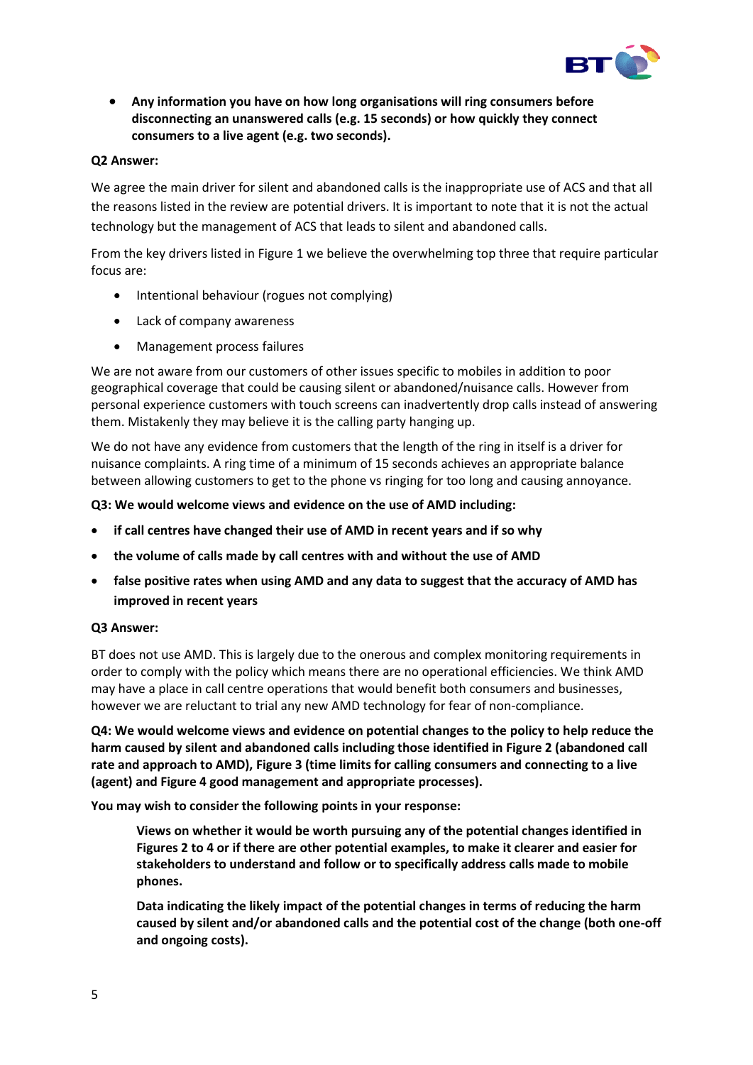- **Any information you have on how long organisations will ring consumers before disconnecting an unanswered calls (e.g. 15 seconds) or how quickly they connect consumers to a live agent (e.g. two seconds).**

**Q2 Answer:**

We agree the main driver for silent and abandoned calls is the inappropriate use of ACS and that all the reasons listed in the review are potential drivers. It is important to note that it is not the actual technology but the management of ACS that leads to silent and abandoned calls.

From the key drivers listed in Figure 1 we believe the overwhelming top three that require particular focus are:

- Intentional behaviour (rogues not complying)
- Lack of company awareness
- Management process failures

We are not aware from our customers of other issues specific to mobiles in addition to poor geographical coverage that could be causing silent or abandoned/nuisance calls. However from personal experience customers with touch screens can inadvertently drop calls instead of answering them. Mistakenly they may believe it is the calling party hanging up.

We do not have any evidence from customers that the length of the ring in itself is a driver for nuisance complaints. A ring time of a minimum of 15 seconds achieves an appropriate balance between allowing customers to get to the phone vs ringing for too long and causing annoyance.

**Q3: We would welcome views and evidence on the use of AMD including:**

- **if call centres have changed their use of AMD in recent years and if so why**
- **the volume of calls made by call centres with and without the use of AMD**
- **false positive rates when using AMD and any data to suggest that the accuracy of AMD has improved in recent years**

**Q3 Answer:**

BT does not use AMD. This is largely due to the onerous and complex monitoring requirements in order to comply with the policy which means there are no operational efficiencies. We think AMD may have a place in call centre operations that would benefit both consumers and businesses, however we are reluctant to trial any new AMD technology for fear of non-compliance.

**Q4: We would welcome views and evidence on potential changes to the policy to help reduce the harm caused by silent and abandoned calls including those identified in Figure 2 (abandoned call rate and approach to AMD), Figure 3 (time limits for calling consumers and connecting to a live (agent) and Figure 4 good management and appropriate processes).**

**You may wish to consider the following points in your response:**

> **Views on whether it would be worth pursuing any of the potential changes identified in Figures 2 to 4 or if there are other potential examples, to make it clearer and easier for stakeholders to understand and follow or to specifically address calls made to mobile phones.**
>
> **Data indicating the likely impact of the potential changes in terms of reducing the harm caused by silent and/or abandoned calls and the potential cost of the change (both one-off and ongoing costs).**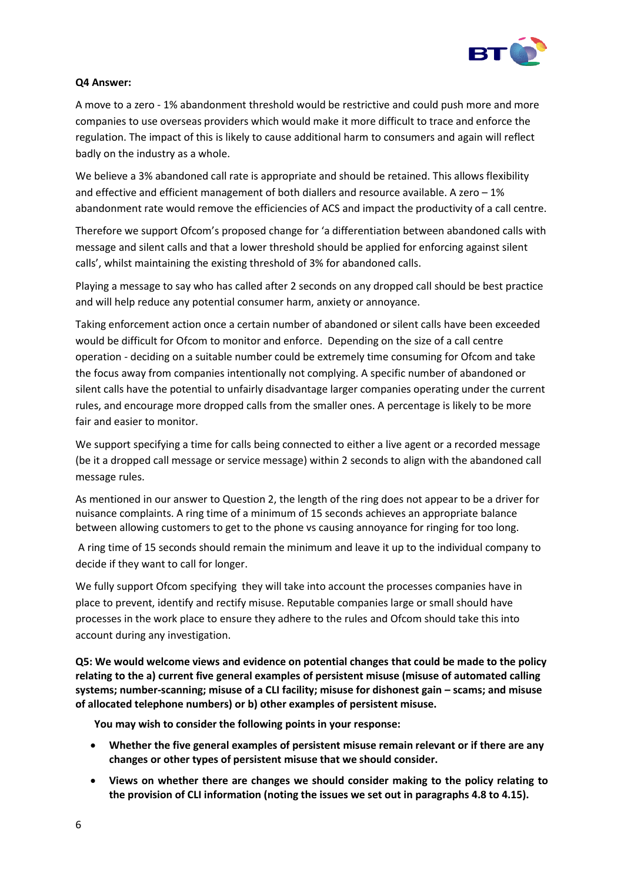**Q4 Answer:**

A move to a zero - 1% abandonment threshold would be restrictive and could push more and more companies to use overseas providers which would make it more difficult to trace and enforce the regulation. The impact of this is likely to cause additional harm to consumers and again will reflect badly on the industry as a whole.

We believe a 3% abandoned call rate is appropriate and should be retained. This allows flexibility and effective and efficient management of both diallers and resource available. A zero – 1% abandonment rate would remove the efficiencies of ACS and impact the productivity of a call centre.

Therefore we support Ofcom's proposed change for 'a differentiation between abandoned calls with message and silent calls and that a lower threshold should be applied for enforcing against silent calls', whilst maintaining the existing threshold of 3% for abandoned calls.

Playing a message to say who has called after 2 seconds on any dropped call should be best practice and will help reduce any potential consumer harm, anxiety or annoyance.

Taking enforcement action once a certain number of abandoned or silent calls have been exceeded would be difficult for Ofcom to monitor and enforce. Depending on the size of a call centre operation - deciding on a suitable number could be extremely time consuming for Ofcom and take the focus away from companies intentionally not complying. A specific number of abandoned or silent calls have the potential to unfairly disadvantage larger companies operating under the current rules, and encourage more dropped calls from the smaller ones. A percentage is likely to be more fair and easier to monitor.

We support specifying a time for calls being connected to either a live agent or a recorded message (be it a dropped call message or service message) within 2 seconds to align with the abandoned call message rules.

As mentioned in our answer to Question 2, the length of the ring does not appear to be a driver for nuisance complaints. A ring time of a minimum of 15 seconds achieves an appropriate balance between allowing customers to get to the phone vs causing annoyance for ringing for too long.

A ring time of 15 seconds should remain the minimum and leave it up to the individual company to decide if they want to call for longer.

We fully support Ofcom specifying they will take into account the processes companies have in place to prevent, identify and rectify misuse. Reputable companies large or small should have processes in the work place to ensure they adhere to the rules and Ofcom should take this into account during any investigation.

**Q5: We would welcome views and evidence on potential changes that could be made to the policy relating to the a) current five general examples of persistent misuse (misuse of automated calling systems; number-scanning; misuse of a CLI facility; misuse for dishonest gain – scams; and misuse of allocated telephone numbers) or b) other examples of persistent misuse.**

**You may wish to consider the following points in your response:**

- **Whether the five general examples of persistent misuse remain relevant or if there are any changes or other types of persistent misuse that we should consider.**
- **Views on whether there are changes we should consider making to the policy relating to the provision of CLI information (noting the issues we set out in paragraphs 4.8 to 4.15).**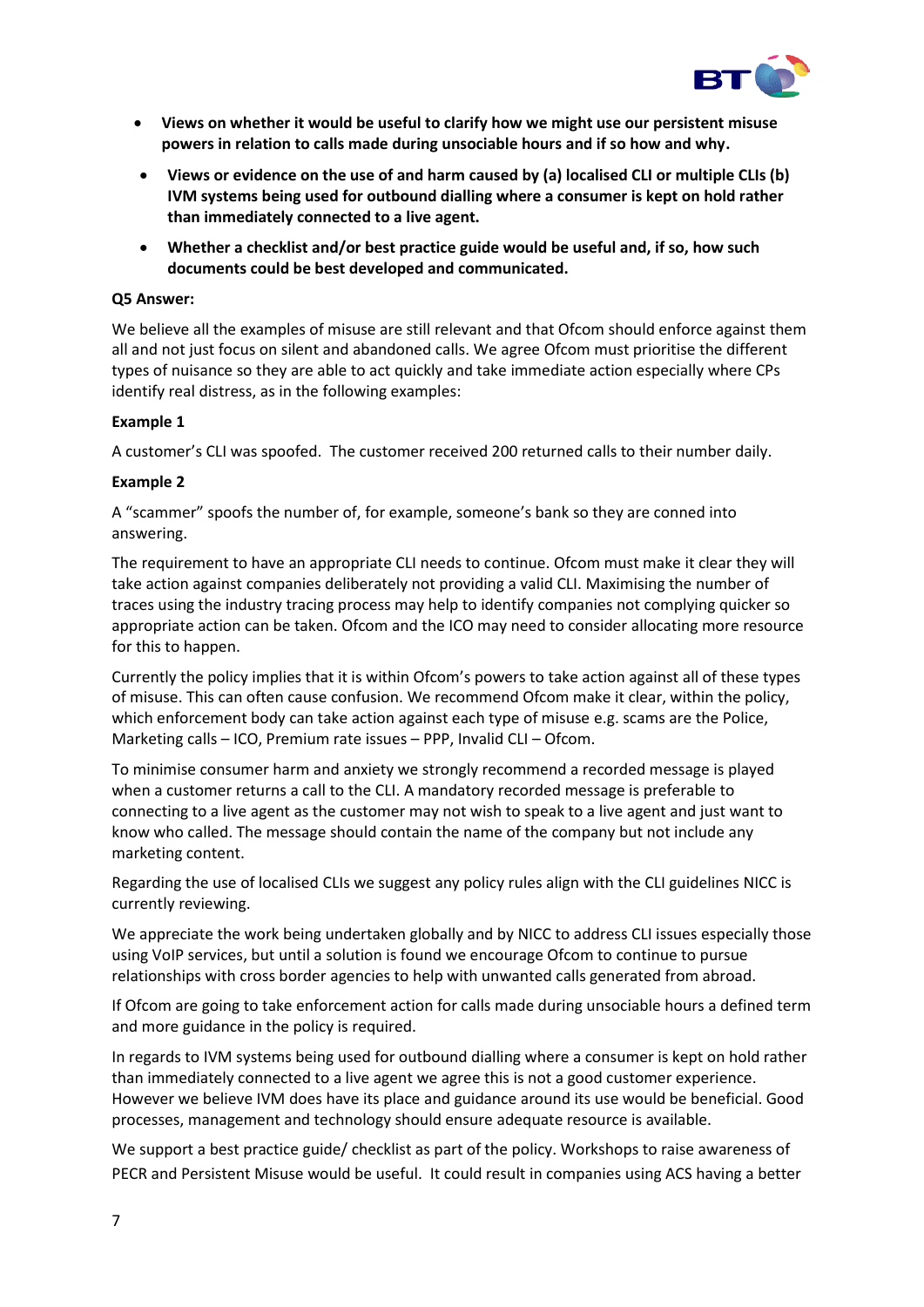- **Views on whether it would be useful to clarify how we might use our persistent misuse powers in relation to calls made during unsociable hours and if so how and why.**
- **Views or evidence on the use of and harm caused by (a) localised CLI or multiple CLIs (b) IVM systems being used for outbound dialling where a consumer is kept on hold rather than immediately connected to a live agent.**
- **Whether a checklist and/or best practice guide would be useful and, if so, how such documents could be best developed and communicated.**

**Q5 Answer:**

We believe all the examples of misuse are still relevant and that Ofcom should enforce against them all and not just focus on silent and abandoned calls. We agree Ofcom must prioritise the different types of nuisance so they are able to act quickly and take immediate action especially where CPs identify real distress, as in the following examples:

**Example 1**

A customer's CLI was spoofed. The customer received 200 returned calls to their number daily.

**Example 2**

A "scammer" spoofs the number of, for example, someone's bank so they are conned into answering.

The requirement to have an appropriate CLI needs to continue. Ofcom must make it clear they will take action against companies deliberately not providing a valid CLI. Maximising the number of traces using the industry tracing process may help to identify companies not complying quicker so appropriate action can be taken. Ofcom and the ICO may need to consider allocating more resource for this to happen.

Currently the policy implies that it is within Ofcom's powers to take action against all of these types of misuse. This can often cause confusion. We recommend Ofcom make it clear, within the policy, which enforcement body can take action against each type of misuse e.g. scams are the Police, Marketing calls – ICO, Premium rate issues – PPP, Invalid CLI – Ofcom.

To minimise consumer harm and anxiety we strongly recommend a recorded message is played when a customer returns a call to the CLI. A mandatory recorded message is preferable to connecting to a live agent as the customer may not wish to speak to a live agent and just want to know who called. The message should contain the name of the company but not include any marketing content.

Regarding the use of localised CLIs we suggest any policy rules align with the CLI guidelines NICC is currently reviewing.

We appreciate the work being undertaken globally and by NICC to address CLI issues especially those using VoIP services, but until a solution is found we encourage Ofcom to continue to pursue relationships with cross border agencies to help with unwanted calls generated from abroad.

If Ofcom are going to take enforcement action for calls made during unsociable hours a defined term and more guidance in the policy is required.

In regards to IVM systems being used for outbound dialling where a consumer is kept on hold rather than immediately connected to a live agent we agree this is not a good customer experience. However we believe IVM does have its place and guidance around its use would be beneficial. Good processes, management and technology should ensure adequate resource is available.

We support a best practice guide/ checklist as part of the policy. Workshops to raise awareness of PECR and Persistent Misuse would be useful. It could result in companies using ACS having a better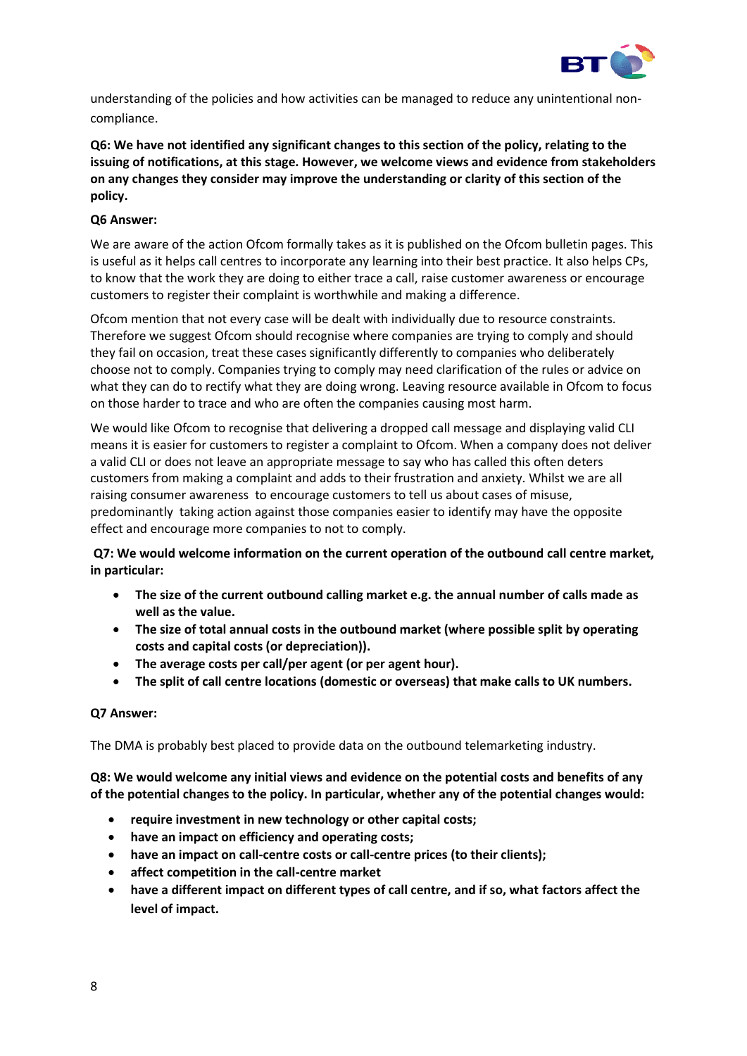understanding of the policies and how activities can be managed to reduce any unintentional non-compliance.

**Q6: We have not identified any significant changes to this section of the policy, relating to the issuing of notifications, at this stage. However, we welcome views and evidence from stakeholders on any changes they consider may improve the understanding or clarity of this section of the policy.**

**Q6 Answer:**

We are aware of the action Ofcom formally takes as it is published on the Ofcom bulletin pages. This is useful as it helps call centres to incorporate any learning into their best practice. It also helps CPs, to know that the work they are doing to either trace a call, raise customer awareness or encourage customers to register their complaint is worthwhile and making a difference.

Ofcom mention that not every case will be dealt with individually due to resource constraints. Therefore we suggest Ofcom should recognise where companies are trying to comply and should they fail on occasion, treat these cases significantly differently to companies who deliberately choose not to comply. Companies trying to comply may need clarification of the rules or advice on what they can do to rectify what they are doing wrong. Leaving resource available in Ofcom to focus on those harder to trace and who are often the companies causing most harm.

We would like Ofcom to recognise that delivering a dropped call message and displaying valid CLI means it is easier for customers to register a complaint to Ofcom. When a company does not deliver a valid CLI or does not leave an appropriate message to say who has called this often deters customers from making a complaint and adds to their frustration and anxiety. Whilst we are all raising consumer awareness to encourage customers to tell us about cases of misuse, predominantly taking action against those companies easier to identify may have the opposite effect and encourage more companies to not to comply.

**Q7: We would welcome information on the current operation of the outbound call centre market, in particular:**

- **The size of the current outbound calling market e.g. the annual number of calls made as well as the value.**
- **The size of total annual costs in the outbound market (where possible split by operating costs and capital costs (or depreciation)).**
- **The average costs per call/per agent (or per agent hour).**
- **The split of call centre locations (domestic or overseas) that make calls to UK numbers.**

**Q7 Answer:**

The DMA is probably best placed to provide data on the outbound telemarketing industry.

**Q8: We would welcome any initial views and evidence on the potential costs and benefits of any of the potential changes to the policy. In particular, whether any of the potential changes would:**

- **require investment in new technology or other capital costs;**
- **have an impact on efficiency and operating costs;**
- **have an impact on call-centre costs or call-centre prices (to their clients);**
- **affect competition in the call-centre market**
- **have a different impact on different types of call centre, and if so, what factors affect the level of impact.**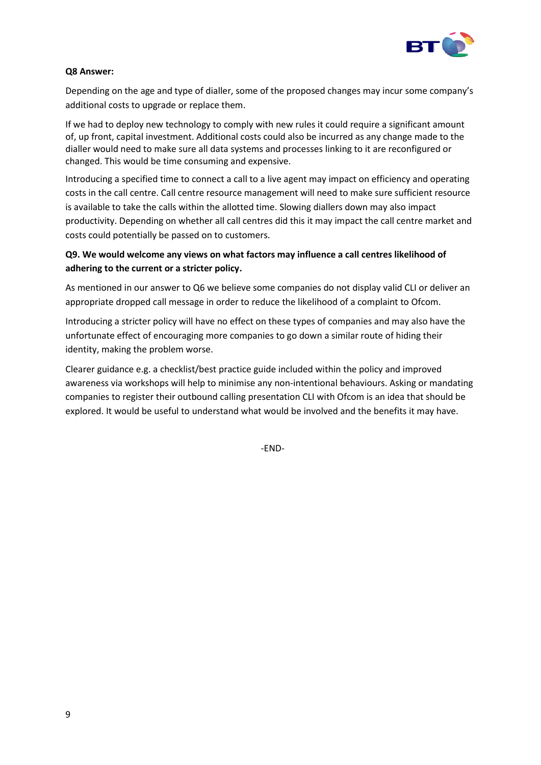**Q8 Answer:**

Depending on the age and type of dialler, some of the proposed changes may incur some company's additional costs to upgrade or replace them.

If we had to deploy new technology to comply with new rules it could require a significant amount of, up front, capital investment. Additional costs could also be incurred as any change made to the dialler would need to make sure all data systems and processes linking to it are reconfigured or changed. This would be time consuming and expensive.

Introducing a specified time to connect a call to a live agent may impact on efficiency and operating costs in the call centre. Call centre resource management will need to make sure sufficient resource is available to take the calls within the allotted time. Slowing diallers down may also impact productivity. Depending on whether all call centres did this it may impact the call centre market and costs could potentially be passed on to customers.

**Q9. We would welcome any views on what factors may influence a call centres likelihood of adhering to the current or a stricter policy.**

As mentioned in our answer to Q6 we believe some companies do not display valid CLI or deliver an appropriate dropped call message in order to reduce the likelihood of a complaint to Ofcom.

Introducing a stricter policy will have no effect on these types of companies and may also have the unfortunate effect of encouraging more companies to go down a similar route of hiding their identity, making the problem worse.

Clearer guidance e.g. a checklist/best practice guide included within the policy and improved awareness via workshops will help to minimise any non-intentional behaviours. Asking or mandating companies to register their outbound calling presentation CLI with Ofcom is an idea that should be explored. It would be useful to understand what would be involved and the benefits it may have.

-END-